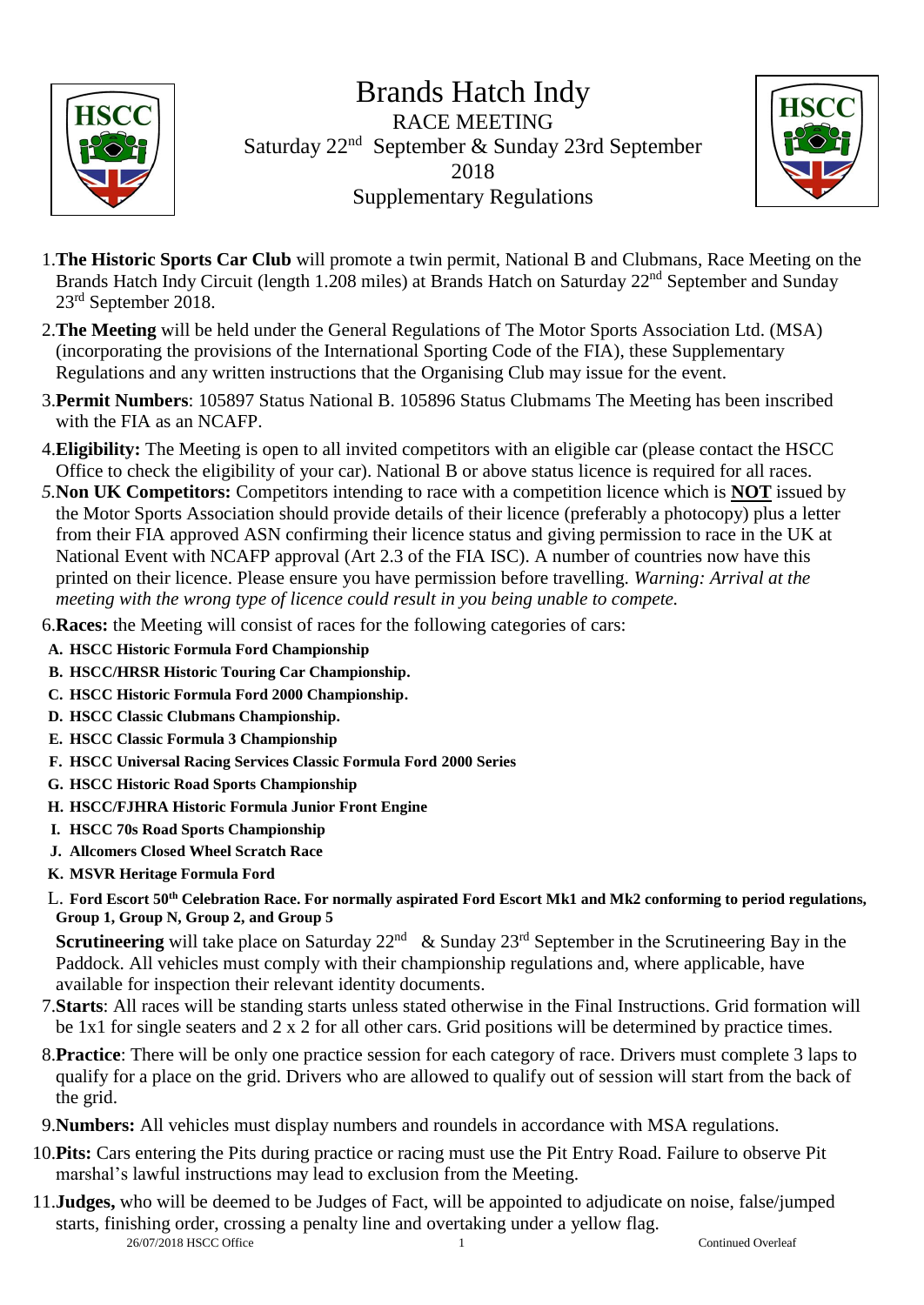# Brands Hatch Indy

## RACE MEETING

## Saturday 22nd September & Sunday 23rd September 2018

## Supplementary Regulations

1. **The Historic Sports Car Club** will promote a twin permit, National B and Clubmans, Race Meeting on the Brands Hatch Indy Circuit (length 1.208 miles) at Brands Hatch on Saturday 22nd September and Sunday 23rd September 2018.
2. **The Meeting** will be held under the General Regulations of The Motor Sports Association Ltd. (MSA) (incorporating the provisions of the International Sporting Code of the FIA), these Supplementary Regulations and any written instructions that the Organising Club may issue for the event.
3. **Permit Numbers**: 105897 Status National B. 105896 Status Clubmams The Meeting has been inscribed with the FIA as an NCAFP.
4. **Eligibility:** The Meeting is open to all invited competitors with an eligible car (please contact the HSCC Office to check the eligibility of your car). National B or above status licence is required for all races.
5. **Non UK Competitors:** Competitors intending to race with a competition licence which is **NOT** issued by the Motor Sports Association should provide details of their licence (preferably a photocopy) plus a letter from their FIA approved ASN confirming their licence status and giving permission to race in the UK at National Event with NCAFP approval (Art 2.3 of the FIA ISC). A number of countries now have this printed on their licence. Please ensure you have permission before travelling. *Warning: Arrival at the meeting with the wrong type of licence could result in you being unable to compete.*
6. **Races:** the Meeting will consist of races for the following categories of cars:

   A. **HSCC Historic Formula Ford Championship**
   B. **HSCC/HRSR Historic Touring Car Championship.**
   C. **HSCC Historic Formula Ford 2000 Championship.**
   D. **HSCC Classic Clubmans Championship.**
   E. **HSCC Classic Formula 3 Championship**
   F. **HSCC Universal Racing Services Classic Formula Ford 2000 Series**
   G. **HSCC Historic Road Sports Championship**
   H. **HSCC/FJHRA Historic Formula Junior Front Engine**
   I. **HSCC 70s Road Sports Championship**
   J. **Allcomers Closed Wheel Scratch Race**
   K. **MSVR Heritage Formula Ford**
   L. **Ford Escort 50th Celebration Race. For normally aspirated Ford Escort Mk1 and Mk2 conforming to period regulations, Group 1, Group N, Group 2, and Group 5**

   **Scrutineering** will take place on Saturday 22nd & Sunday 23rd September in the Scrutineering Bay in the Paddock. All vehicles must comply with their championship regulations and, where applicable, have available for inspection their relevant identity documents.
7. **Starts**: All races will be standing starts unless stated otherwise in the Final Instructions. Grid formation will be 1x1 for single seaters and 2 x 2 for all other cars. Grid positions will be determined by practice times.
8. **Practice**: There will be only one practice session for each category of race. Drivers must complete 3 laps to qualify for a place on the grid. Drivers who are allowed to qualify out of session will start from the back of the grid.
9. **Numbers:** All vehicles must display numbers and roundels in accordance with MSA regulations.
10. **Pits:** Cars entering the Pits during practice or racing must use the Pit Entry Road. Failure to observe Pit marshal's lawful instructions may lead to exclusion from the Meeting.
11. **Judges,** who will be deemed to be Judges of Fact, will be appointed to adjudicate on noise, false/jumped starts, finishing order, crossing a penalty line and overtaking under a yellow flag.

26/07/2018 HSCC Office

Continued Overleaf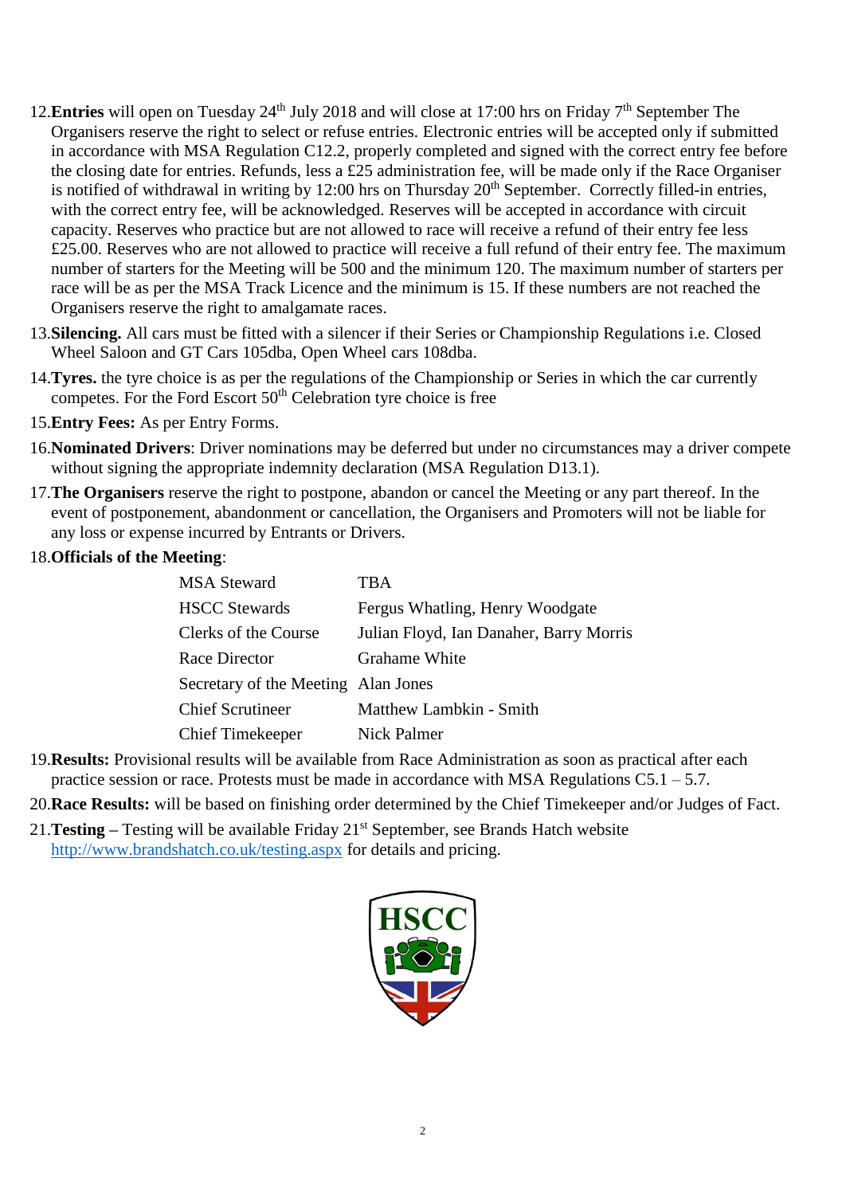12. **Entries** will open on Tuesday 24th July 2018 and will close at 17:00 hrs on Friday 7th September The Organisers reserve the right to select or refuse entries. Electronic entries will be accepted only if submitted in accordance with MSA Regulation C12.2, properly completed and signed with the correct entry fee before the closing date for entries. Refunds, less a £25 administration fee, will be made only if the Race Organiser is notified of withdrawal in writing by 12:00 hrs on Thursday 20th September. Correctly filled-in entries, with the correct entry fee, will be acknowledged. Reserves will be accepted in accordance with circuit capacity. Reserves who practice but are not allowed to race will receive a refund of their entry fee less £25.00. Reserves who are not allowed to practice will receive a full refund of their entry fee. The maximum number of starters for the Meeting will be 500 and the minimum 120. The maximum number of starters per race will be as per the MSA Track Licence and the minimum is 15. If these numbers are not reached the Organisers reserve the right to amalgamate races.
13. **Silencing.** All cars must be fitted with a silencer if their Series or Championship Regulations i.e. Closed Wheel Saloon and GT Cars 105dba, Open Wheel cars 108dba.
14. **Tyres.** the tyre choice is as per the regulations of the Championship or Series in which the car currently competes. For the Ford Escort 50th Celebration tyre choice is free
15. **Entry Fees:** As per Entry Forms.
16. **Nominated Drivers**: Driver nominations may be deferred but under no circumstances may a driver compete without signing the appropriate indemnity declaration (MSA Regulation D13.1).
17. **The Organisers** reserve the right to postpone, abandon or cancel the Meeting or any part thereof. In the event of postponement, abandonment or cancellation, the Organisers and Promoters will not be liable for any loss or expense incurred by Entrants or Drivers.
18. **Officials of the Meeting**:

| | |
|---|---|
| MSA Steward | TBA |
| HSCC Stewards | Fergus Whatling, Henry Woodgate |
| Clerks of the Course | Julian Floyd, Ian Danaher, Barry Morris |
| Race Director | Grahame White |
| Secretary of the Meeting | Alan Jones |
| Chief Scrutineer | Matthew Lambkin - Smith |
| Chief Timekeeper | Nick Palmer |

19. **Results:** Provisional results will be available from Race Administration as soon as practical after each practice session or race. Protests must be made in accordance with MSA Regulations C5.1 – 5.7.
20. **Race Results:** will be based on finishing order determined by the Chief Timekeeper and/or Judges of Fact.
21. **Testing –** Testing will be available Friday 21st September, see Brands Hatch website http://www.brandshatch.co.uk/testing.aspx for details and pricing.

HSCC